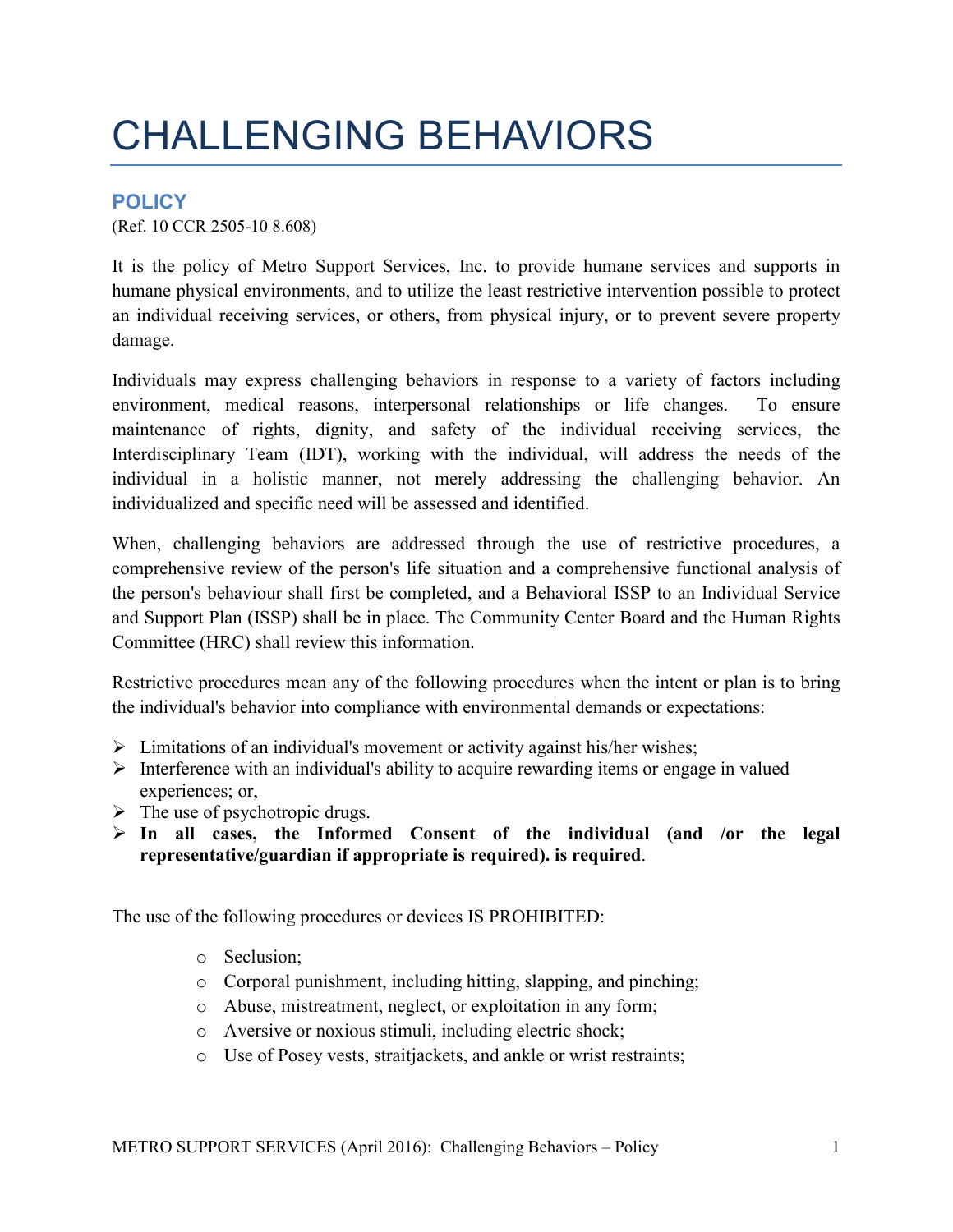# CHALLENGING BEHAVIORS

## POLICY

(Ref. 10 CCR 2505-10 8.608)

It is the policy of Metro Support Services, Inc. to provide humane services and supports in humane physical environments, and to utilize the least restrictive intervention possible to protect an individual receiving services, or others, from physical injury, or to prevent severe property damage.

Individuals may express challenging behaviors in response to a variety of factors including environment, medical reasons, interpersonal relationships or life changes. To ensure maintenance of rights, dignity, and safety of the individual receiving services, the Interdisciplinary Team (IDT), working with the individual, will address the needs of the individual in a holistic manner, not merely addressing the challenging behavior. An individualized and specific need will be assessed and identified.

When, challenging behaviors are addressed through the use of restrictive procedures, a comprehensive review of the person's life situation and a comprehensive functional analysis of the person's behaviour shall first be completed, and a Behavioral ISSP to an Individual Service and Support Plan (ISSP) shall be in place. The Community Center Board and the Human Rights Committee (HRC) shall review this information.

Restrictive procedures mean any of the following procedures when the intent or plan is to bring the individual's behavior into compliance with environmental demands or expectations:

- Limitations of an individual's movement or activity against his/her wishes;
- Interference with an individual's ability to acquire rewarding items or engage in valued experiences; or,
- The use of psychotropic drugs.
- **In all cases, the Informed Consent of the individual (and /or the legal representative/guardian if appropriate is required). is required**.

The use of the following procedures or devices IS PROHIBITED:

- Seclusion;
- Corporal punishment, including hitting, slapping, and pinching;
- Abuse, mistreatment, neglect, or exploitation in any form;
- Aversive or noxious stimuli, including electric shock;
- Use of Posey vests, straitjackets, and ankle or wrist restraints;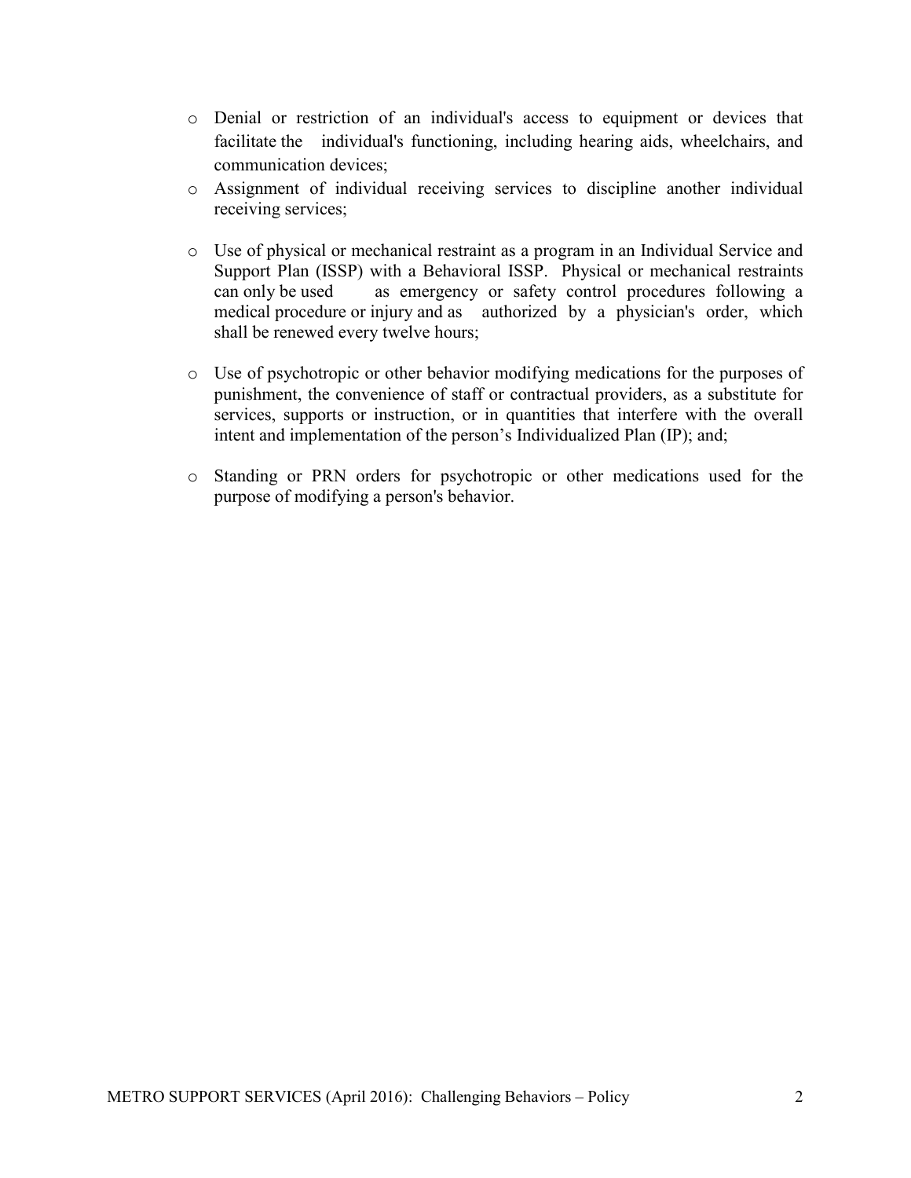- Denial or restriction of an individual's access to equipment or devices that facilitate the individual's functioning, including hearing aids, wheelchairs, and communication devices;
- Assignment of individual receiving services to discipline another individual receiving services;
- Use of physical or mechanical restraint as a program in an Individual Service and Support Plan (ISSP) with a Behavioral ISSP. Physical or mechanical restraints can only be used as emergency or safety control procedures following a medical procedure or injury and as authorized by a physician's order, which shall be renewed every twelve hours;
- Use of psychotropic or other behavior modifying medications for the purposes of punishment, the convenience of staff or contractual providers, as a substitute for services, supports or instruction, or in quantities that interfere with the overall intent and implementation of the person's Individualized Plan (IP); and;
- Standing or PRN orders for psychotropic or other medications used for the purpose of modifying a person's behavior.